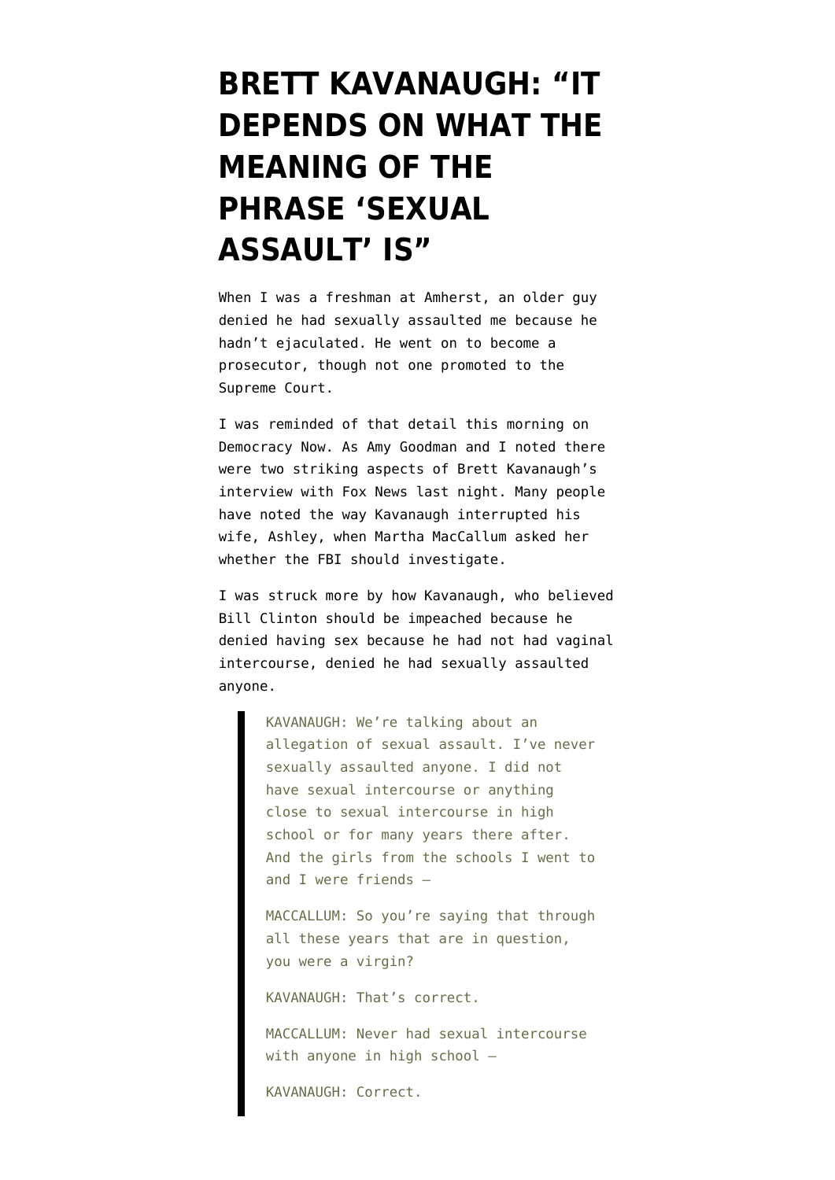# BRETT KAVANAUGH: "IT DEPENDS ON WHAT THE MEANING OF THE PHRASE 'SEXUAL ASSAULT' IS"

When I was a freshman at Amherst, an older guy denied he had sexually assaulted me because he hadn't ejaculated. He went on to become a prosecutor, though not one promoted to the Supreme Court.

I was reminded of that detail this morning on Democracy Now. As Amy Goodman and I noted there were two striking aspects of Brett Kavanaugh's interview with Fox News last night. Many people have noted the way Kavanaugh interrupted his wife, Ashley, when Martha MacCallum asked her whether the FBI should investigate.

I was struck more by how Kavanaugh, who believed Bill Clinton should be impeached because he denied having sex because he had not had vaginal intercourse, denied he had sexually assaulted anyone.

> KAVANAUGH: We're talking about an allegation of sexual assault. I've never sexually assaulted anyone. I did not have sexual intercourse or anything close to sexual intercourse in high school or for many years there after. And the girls from the schools I went to and I were friends –
>
> MACCALLUM: So you're saying that through all these years that are in question, you were a virgin?
>
> KAVANAUGH: That's correct.
>
> MACCALLUM: Never had sexual intercourse with anyone in high school –
>
> KAVANAUGH: Correct.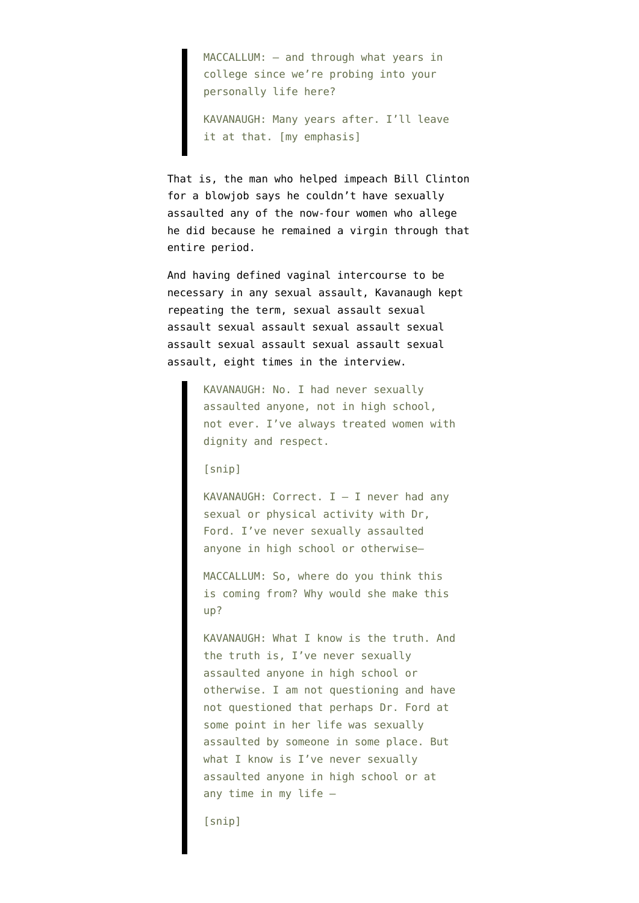> MACCALLUM: — and through what years in college since we're probing into your personally life here?
>
> KAVANAUGH: Many years after. I'll leave it at that. [my emphasis]

That is, the man who helped impeach Bill Clinton for a blowjob says he couldn't have sexually assaulted any of the now-four women who allege he did because he remained a virgin through that entire period.

And having defined vaginal intercourse to be necessary in any sexual assault, Kavanaugh kept repeating the term, sexual assault sexual assault sexual assault sexual assault sexual assault sexual assault sexual assault sexual assault, eight times in the interview.

> KAVANAUGH: No. I had never sexually assaulted anyone, not in high school, not ever. I've always treated women with dignity and respect.
>
> [snip]
>
> KAVANAUGH: Correct. I — I never had any sexual or physical activity with Dr, Ford. I've never sexually assaulted anyone in high school or otherwise—
>
> MACCALLUM: So, where do you think this is coming from? Why would she make this up?
>
> KAVANAUGH: What I know is the truth. And the truth is, I've never sexually assaulted anyone in high school or otherwise. I am not questioning and have not questioned that perhaps Dr. Ford at some point in her life was sexually assaulted by someone in some place. But what I know is I've never sexually assaulted anyone in high school or at any time in my life —
>
> [snip]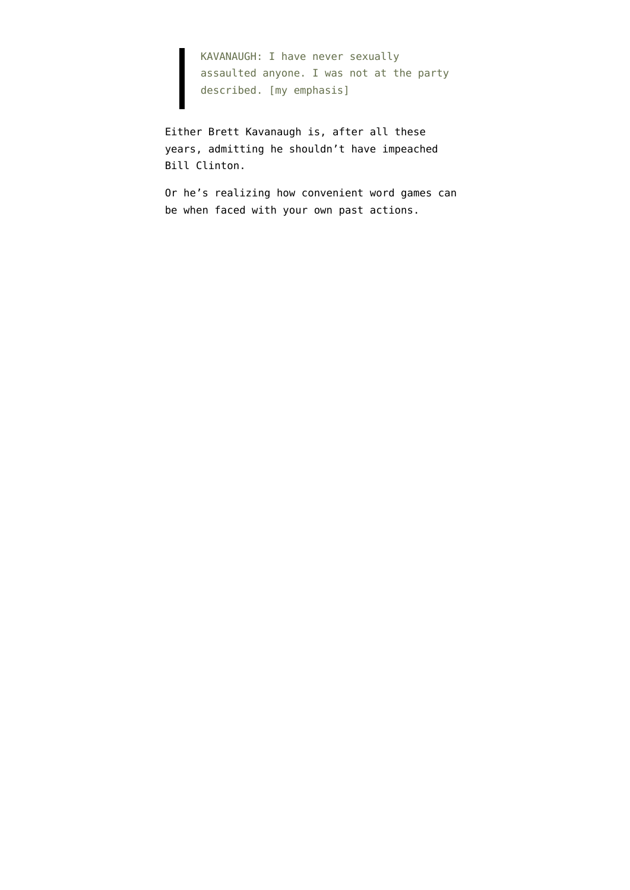> KAVANAUGH: I have never sexually assaulted anyone. I was not at the party described. [my emphasis]

Either Brett Kavanaugh is, after all these years, admitting he shouldn't have impeached Bill Clinton.

Or he's realizing how convenient word games can be when faced with your own past actions.